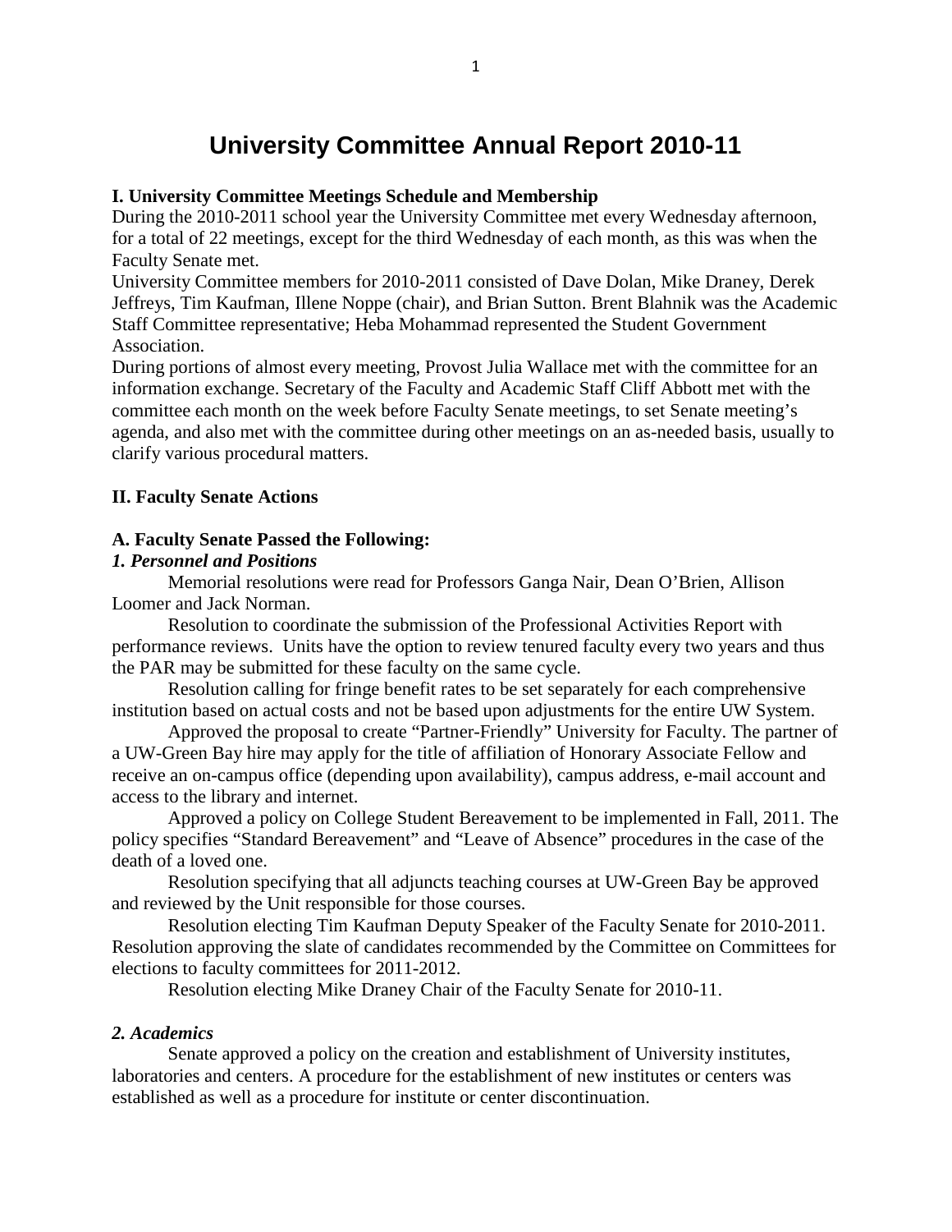# University Committee Annual Report 2010-11

### I. University Committee Meetings Schedule and Membership

During the 2010-2011 school year the University Committee met every Wednesday afternoon, for a total of 22 meetings, except for the third Wednesday of each month, as this was when the Faculty Senate met.

University Committee members for 2010-2011 consisted of Dave Dolan, Mike Draney, Derek Jeffreys, Tim Kaufman, Illene Noppe (chair), and Brian Sutton. Brent Blahnik was the Academic Staff Committee representative; Heba Mohammad represented the Student Government Association.

During portions of almost every meeting, Provost Julia Wallace met with the committee for an information exchange. Secretary of the Faculty and Academic Staff Cliff Abbott met with the committee each month on the week before Faculty Senate meetings, to set Senate meeting's agenda, and also met with the committee during other meetings on an as-needed basis, usually to clarify various procedural matters.

### II. Faculty Senate Actions

#### A. Faculty Senate Passed the Following:

***1. Personnel and Positions***

Memorial resolutions were read for Professors Ganga Nair, Dean O'Brien, Allison Loomer and Jack Norman.

Resolution to coordinate the submission of the Professional Activities Report with performance reviews. Units have the option to review tenured faculty every two years and thus the PAR may be submitted for these faculty on the same cycle.

Resolution calling for fringe benefit rates to be set separately for each comprehensive institution based on actual costs and not be based upon adjustments for the entire UW System.

Approved the proposal to create "Partner-Friendly" University for Faculty. The partner of a UW-Green Bay hire may apply for the title of affiliation of Honorary Associate Fellow and receive an on-campus office (depending upon availability), campus address, e-mail account and access to the library and internet.

Approved a policy on College Student Bereavement to be implemented in Fall, 2011. The policy specifies "Standard Bereavement" and "Leave of Absence" procedures in the case of the death of a loved one.

Resolution specifying that all adjuncts teaching courses at UW-Green Bay be approved and reviewed by the Unit responsible for those courses.

Resolution electing Tim Kaufman Deputy Speaker of the Faculty Senate for 2010-2011. Resolution approving the slate of candidates recommended by the Committee on Committees for elections to faculty committees for 2011-2012.

Resolution electing Mike Draney Chair of the Faculty Senate for 2010-11.

***2. Academics***

Senate approved a policy on the creation and establishment of University institutes, laboratories and centers. A procedure for the establishment of new institutes or centers was established as well as a procedure for institute or center discontinuation.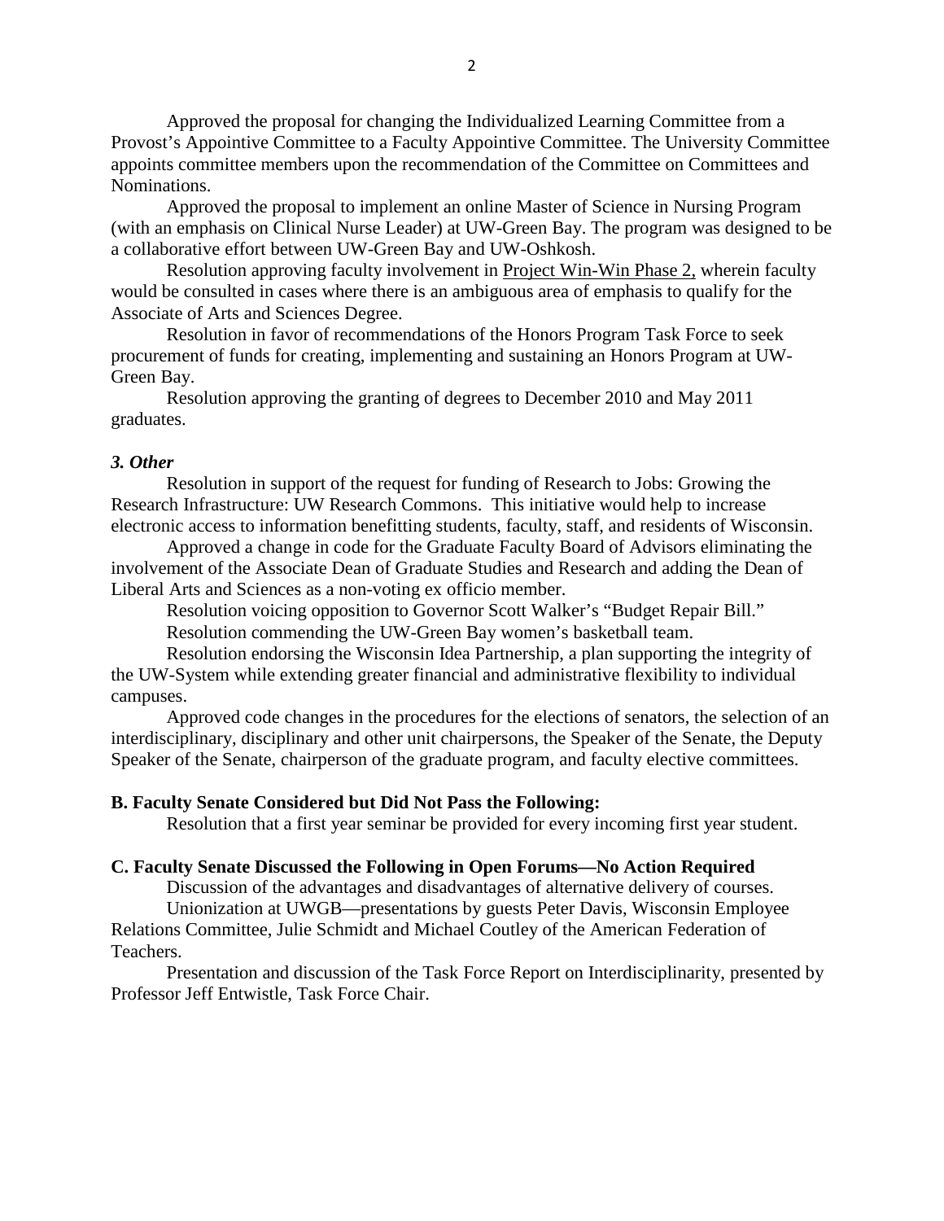Approved the proposal for changing the Individualized Learning Committee from a Provost's Appointive Committee to a Faculty Appointive Committee. The University Committee appoints committee members upon the recommendation of the Committee on Committees and Nominations.

Approved the proposal to implement an online Master of Science in Nursing Program (with an emphasis on Clinical Nurse Leader) at UW-Green Bay. The program was designed to be a collaborative effort between UW-Green Bay and UW-Oshkosh.

Resolution approving faculty involvement in Project Win-Win Phase 2, wherein faculty would be consulted in cases where there is an ambiguous area of emphasis to qualify for the Associate of Arts and Sciences Degree.

Resolution in favor of recommendations of the Honors Program Task Force to seek procurement of funds for creating, implementing and sustaining an Honors Program at UW-Green Bay.

Resolution approving the granting of degrees to December 2010 and May 2011 graduates.

***3. Other***

Resolution in support of the request for funding of Research to Jobs: Growing the Research Infrastructure: UW Research Commons. This initiative would help to increase electronic access to information benefitting students, faculty, staff, and residents of Wisconsin.

Approved a change in code for the Graduate Faculty Board of Advisors eliminating the involvement of the Associate Dean of Graduate Studies and Research and adding the Dean of Liberal Arts and Sciences as a non-voting ex officio member.

Resolution voicing opposition to Governor Scott Walker's "Budget Repair Bill."

Resolution commending the UW-Green Bay women's basketball team.

Resolution endorsing the Wisconsin Idea Partnership, a plan supporting the integrity of the UW-System while extending greater financial and administrative flexibility to individual campuses.

Approved code changes in the procedures for the elections of senators, the selection of an interdisciplinary, disciplinary and other unit chairpersons, the Speaker of the Senate, the Deputy Speaker of the Senate, chairperson of the graduate program, and faculty elective committees.

**B. Faculty Senate Considered but Did Not Pass the Following:**

Resolution that a first year seminar be provided for every incoming first year student.

**C. Faculty Senate Discussed the Following in Open Forums—No Action Required**

Discussion of the advantages and disadvantages of alternative delivery of courses.

Unionization at UWGB—presentations by guests Peter Davis, Wisconsin Employee Relations Committee, Julie Schmidt and Michael Coutley of the American Federation of Teachers.

Presentation and discussion of the Task Force Report on Interdisciplinarity, presented by Professor Jeff Entwistle, Task Force Chair.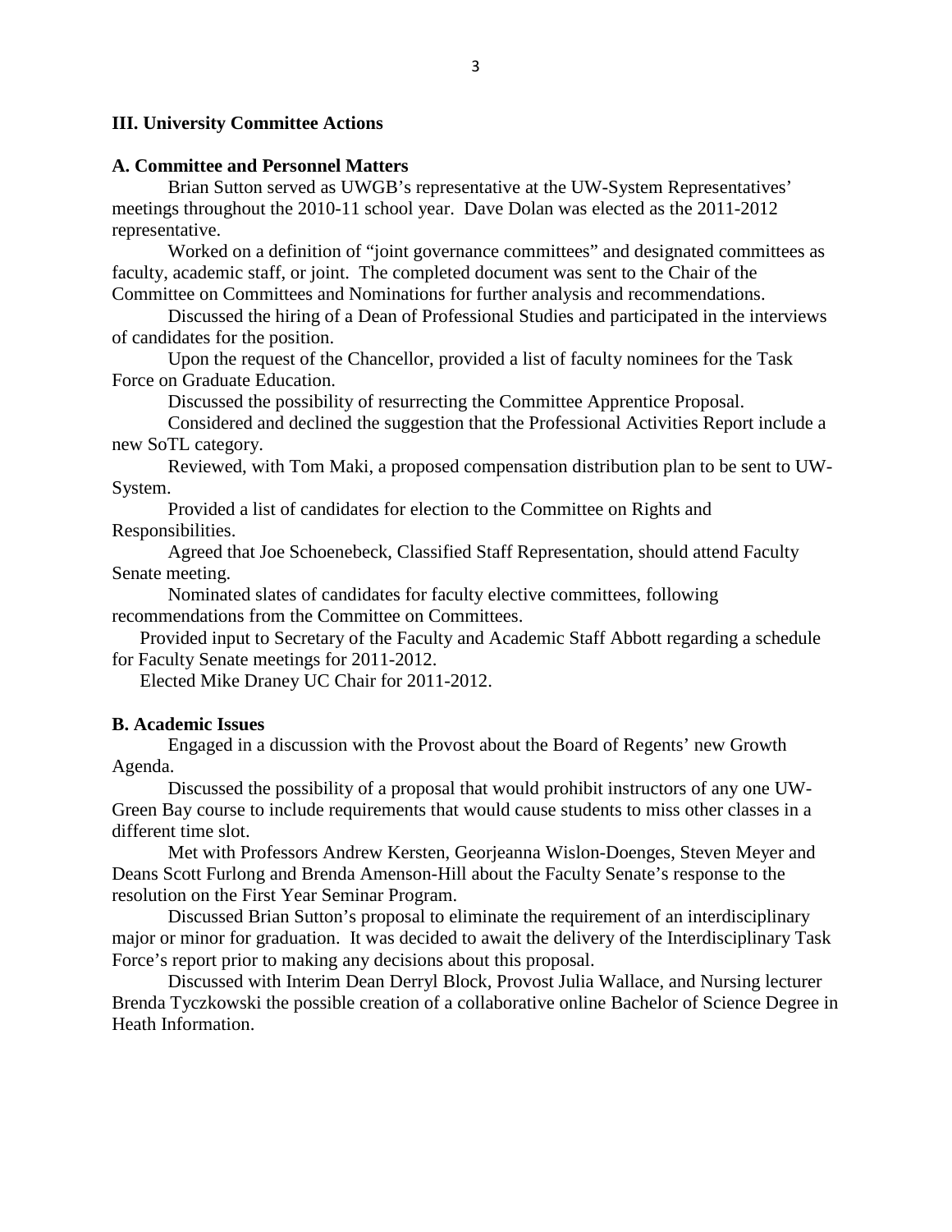## III. University Committee Actions

### A. Committee and Personnel Matters

Brian Sutton served as UWGB's representative at the UW-System Representatives' meetings throughout the 2010-11 school year. Dave Dolan was elected as the 2011-2012 representative.

Worked on a definition of "joint governance committees" and designated committees as faculty, academic staff, or joint. The completed document was sent to the Chair of the Committee on Committees and Nominations for further analysis and recommendations.

Discussed the hiring of a Dean of Professional Studies and participated in the interviews of candidates for the position.

Upon the request of the Chancellor, provided a list of faculty nominees for the Task Force on Graduate Education.

Discussed the possibility of resurrecting the Committee Apprentice Proposal.

Considered and declined the suggestion that the Professional Activities Report include a new SoTL category.

Reviewed, with Tom Maki, a proposed compensation distribution plan to be sent to UW-System.

Provided a list of candidates for election to the Committee on Rights and Responsibilities.

Agreed that Joe Schoenebeck, Classified Staff Representation, should attend Faculty Senate meeting.

Nominated slates of candidates for faculty elective committees, following recommendations from the Committee on Committees.

Provided input to Secretary of the Faculty and Academic Staff Abbott regarding a schedule for Faculty Senate meetings for 2011-2012.

Elected Mike Draney UC Chair for 2011-2012.

### B. Academic Issues

Engaged in a discussion with the Provost about the Board of Regents' new Growth Agenda.

Discussed the possibility of a proposal that would prohibit instructors of any one UW-Green Bay course to include requirements that would cause students to miss other classes in a different time slot.

Met with Professors Andrew Kersten, Georjeanna Wislon-Doenges, Steven Meyer and Deans Scott Furlong and Brenda Amenson-Hill about the Faculty Senate's response to the resolution on the First Year Seminar Program.

Discussed Brian Sutton's proposal to eliminate the requirement of an interdisciplinary major or minor for graduation. It was decided to await the delivery of the Interdisciplinary Task Force's report prior to making any decisions about this proposal.

Discussed with Interim Dean Derryl Block, Provost Julia Wallace, and Nursing lecturer Brenda Tyczkowski the possible creation of a collaborative online Bachelor of Science Degree in Heath Information.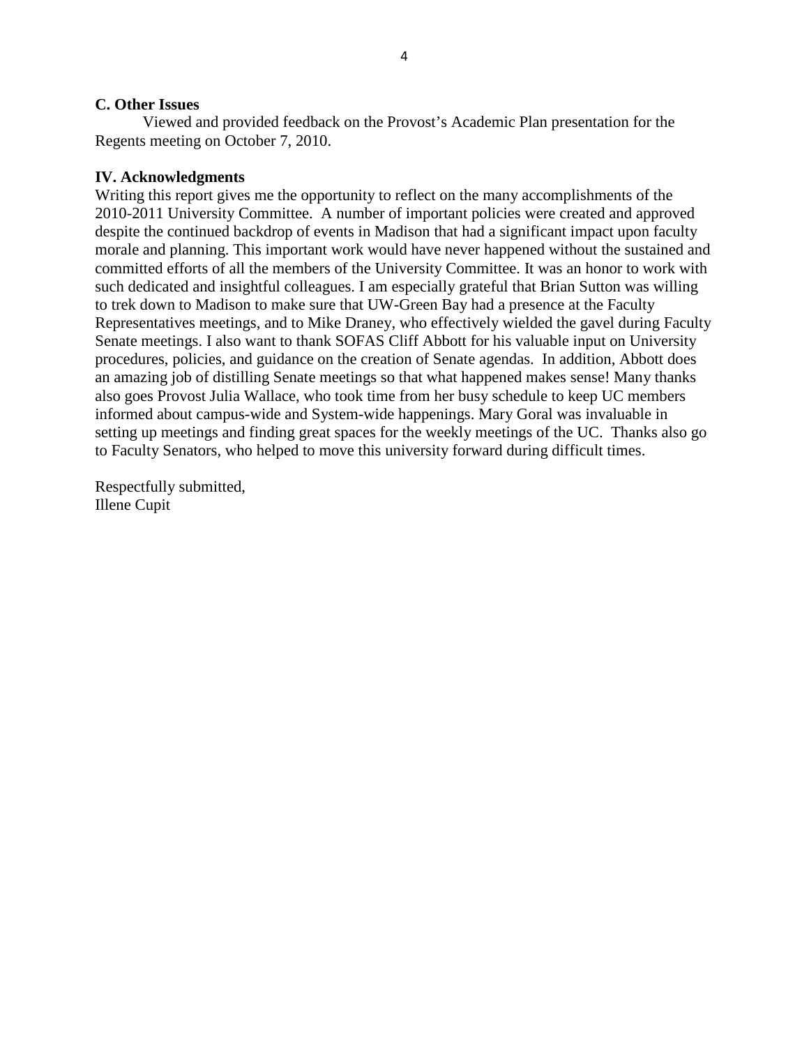### C. Other Issues

Viewed and provided feedback on the Provost's Academic Plan presentation for the Regents meeting on October 7, 2010.

## IV. Acknowledgments

Writing this report gives me the opportunity to reflect on the many accomplishments of the 2010-2011 University Committee. A number of important policies were created and approved despite the continued backdrop of events in Madison that had a significant impact upon faculty morale and planning. This important work would have never happened without the sustained and committed efforts of all the members of the University Committee. It was an honor to work with such dedicated and insightful colleagues. I am especially grateful that Brian Sutton was willing to trek down to Madison to make sure that UW-Green Bay had a presence at the Faculty Representatives meetings, and to Mike Draney, who effectively wielded the gavel during Faculty Senate meetings. I also want to thank SOFAS Cliff Abbott for his valuable input on University procedures, policies, and guidance on the creation of Senate agendas. In addition, Abbott does an amazing job of distilling Senate meetings so that what happened makes sense! Many thanks also goes Provost Julia Wallace, who took time from her busy schedule to keep UC members informed about campus-wide and System-wide happenings. Mary Goral was invaluable in setting up meetings and finding great spaces for the weekly meetings of the UC. Thanks also go to Faculty Senators, who helped to move this university forward during difficult times.

Respectfully submitted,  
Illene Cupit